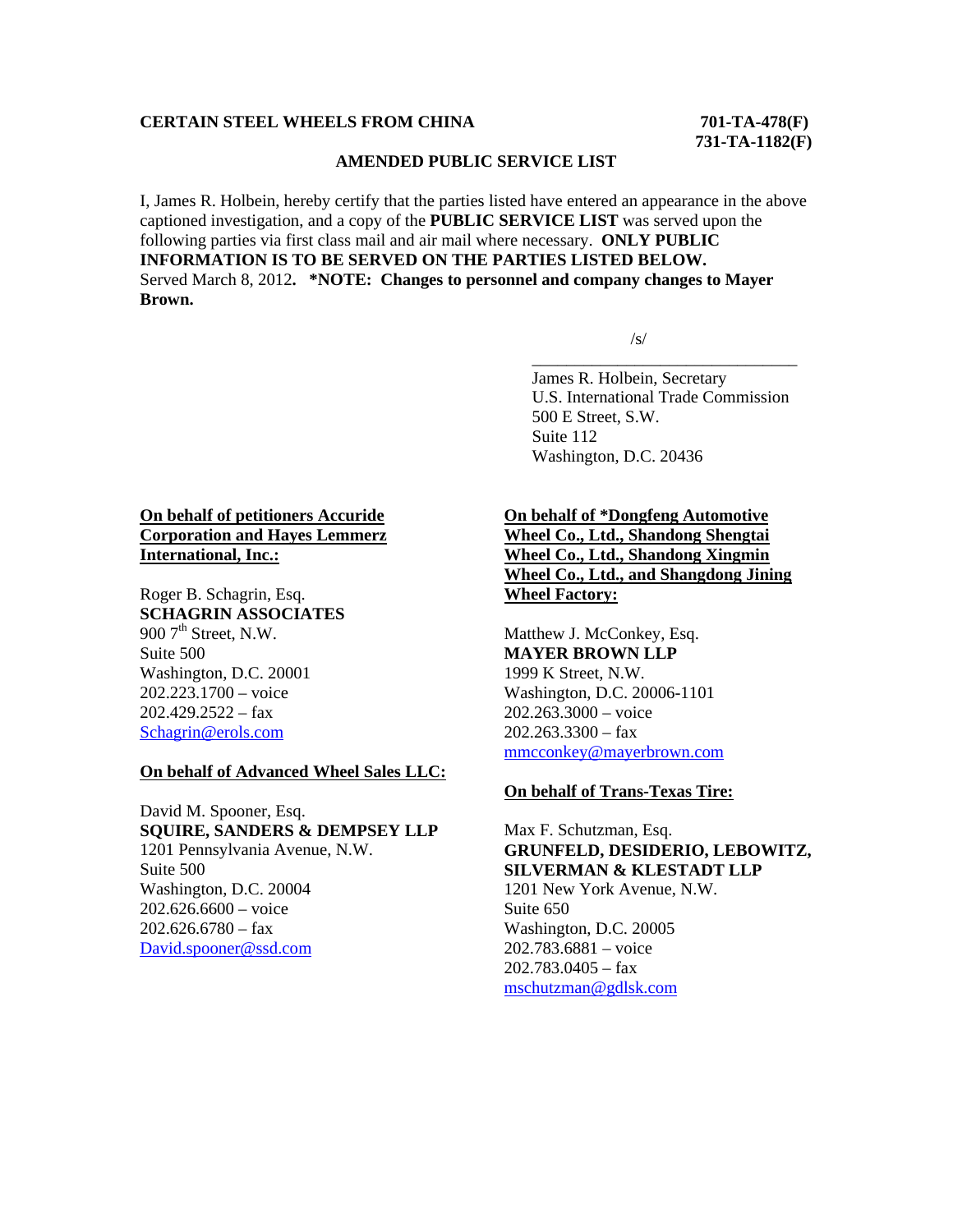**CERTAIN STEEL WHEELS FROM CHINA** **701-TA-478(F)**
**731-TA-1182(F)**

**AMENDED PUBLIC SERVICE LIST**

I, James R. Holbein, hereby certify that the parties listed have entered an appearance in the above captioned investigation, and a copy of the **PUBLIC SERVICE LIST** was served upon the following parties via first class mail and air mail where necessary. **ONLY PUBLIC INFORMATION IS TO BE SERVED ON THE PARTIES LISTED BELOW.** Served March 8, 2012**. *NOTE: Changes to personnel and company changes to Mayer Brown.**

/s/

James R. Holbein, Secretary
U.S. International Trade Commission
500 E Street, S.W.
Suite 112
Washington, D.C. 20436

**On behalf of petitioners Accuride Corporation and Hayes Lemmerz International, Inc.:**

Roger B. Schagrin, Esq.
**SCHAGRIN ASSOCIATES**
900 7th Street, N.W.
Suite 500
Washington, D.C. 20001
202.223.1700 – voice
202.429.2522 – fax
Schagrin@erols.com

**On behalf of Advanced Wheel Sales LLC:**

David M. Spooner, Esq.
**SQUIRE, SANDERS & DEMPSEY LLP**
1201 Pennsylvania Avenue, N.W.
Suite 500
Washington, D.C. 20004
202.626.6600 – voice
202.626.6780 – fax
David.spooner@ssd.com

**On behalf of *Dongfeng Automotive Wheel Co., Ltd., Shandong Shengtai Wheel Co., Ltd., Shandong Xingmin Wheel Co., Ltd., and Shangdong Jining Wheel Factory:**

Matthew J. McConkey, Esq.
**MAYER BROWN LLP**
1999 K Street, N.W.
Washington, D.C. 20006-1101
202.263.3000 – voice
202.263.3300 – fax
mmcconkey@mayerbrown.com

**On behalf of Trans-Texas Tire:**

Max F. Schutzman, Esq.
**GRUNFELD, DESIDERIO, LEBOWITZ, SILVERMAN & KLESTADT LLP**
1201 New York Avenue, N.W.
Suite 650
Washington, D.C. 20005
202.783.6881 – voice
202.783.0405 – fax
mschutzman@gdlsk.com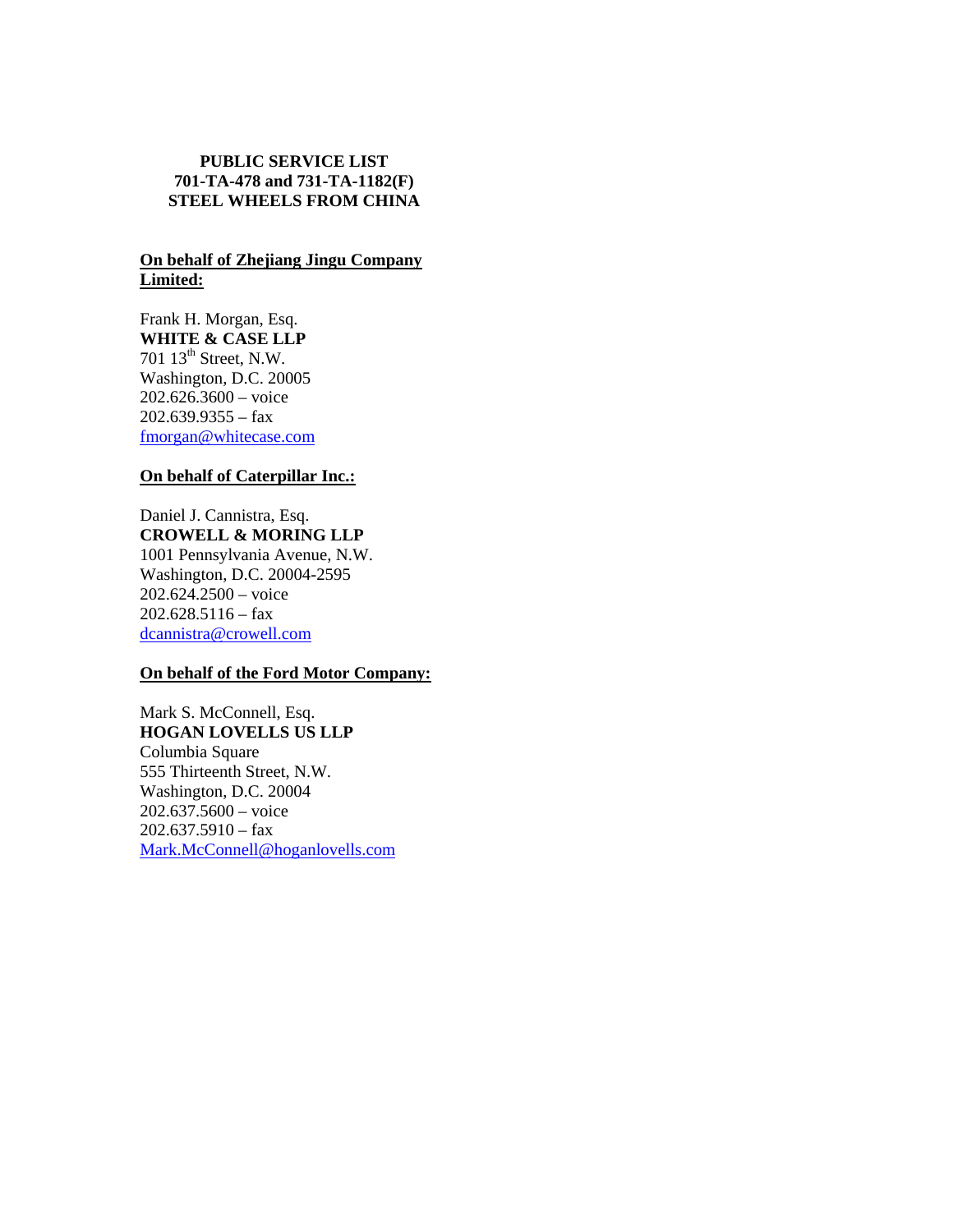**PUBLIC SERVICE LIST**
**701-TA-478 and 731-TA-1182(F)**
**STEEL WHEELS FROM CHINA**

**On behalf of Zhejiang Jingu Company Limited:**

Frank H. Morgan, Esq.
**WHITE & CASE LLP**
701 13th Street, N.W.
Washington, D.C. 20005
202.626.3600 – voice
202.639.9355 – fax
fmorgan@whitecase.com

**On behalf of Caterpillar Inc.:**

Daniel J. Cannistra, Esq.
**CROWELL & MORING LLP**
1001 Pennsylvania Avenue, N.W.
Washington, D.C. 20004-2595
202.624.2500 – voice
202.628.5116 – fax
dcannistra@crowell.com

**On behalf of the Ford Motor Company:**

Mark S. McConnell, Esq.
**HOGAN LOVELLS US LLP**
Columbia Square
555 Thirteenth Street, N.W.
Washington, D.C. 20004
202.637.5600 – voice
202.637.5910 – fax
Mark.McConnell@hoganlovells.com